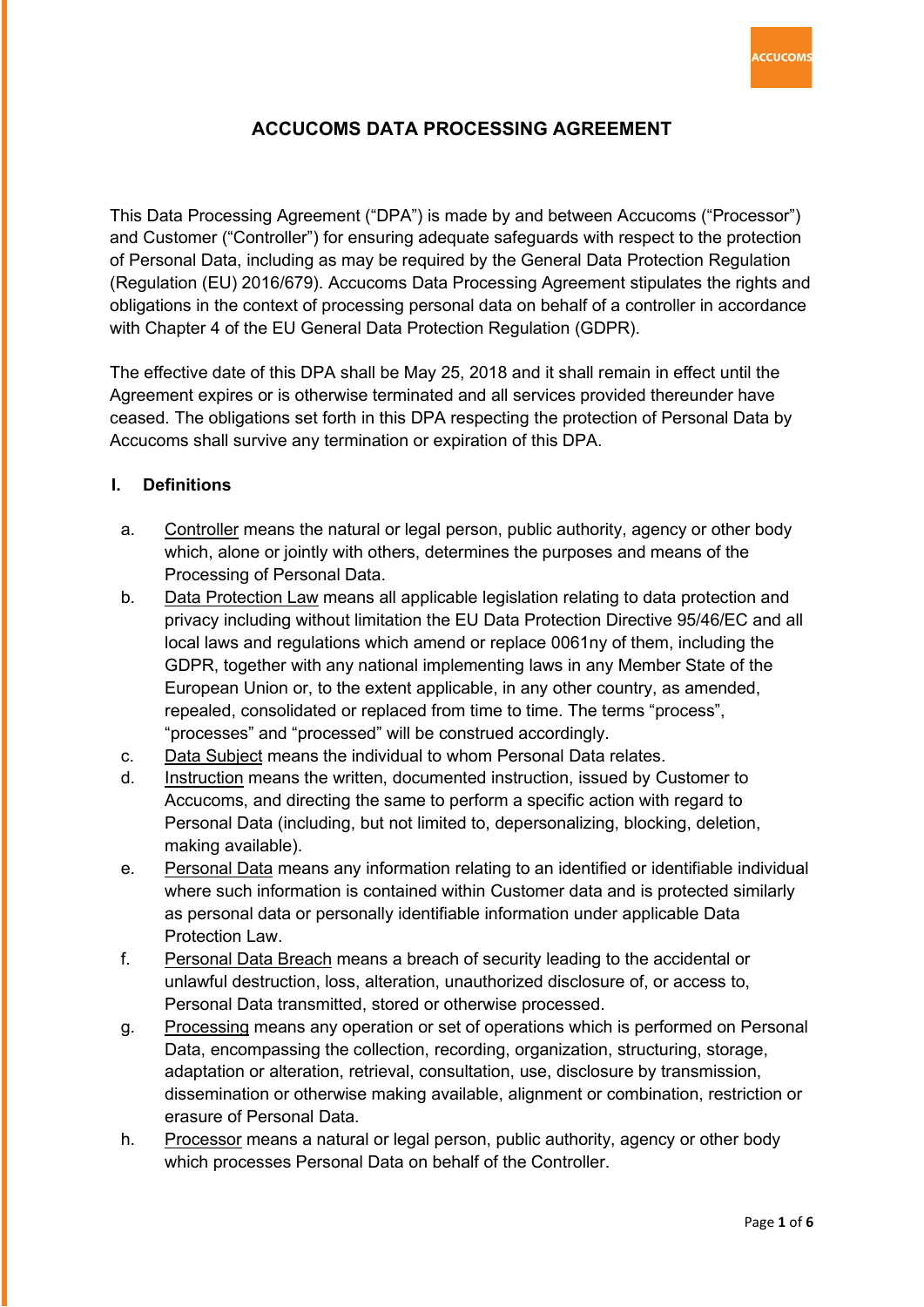# ACCUCOMS DATA PROCESSING AGREEMENT

This Data Processing Agreement ("DPA") is made by and between Accucoms ("Processor") and Customer ("Controller") for ensuring adequate safeguards with respect to the protection of Personal Data, including as may be required by the General Data Protection Regulation (Regulation (EU) 2016/679). Accucoms Data Processing Agreement stipulates the rights and obligations in the context of processing personal data on behalf of a controller in accordance with Chapter 4 of the EU General Data Protection Regulation (GDPR).

The effective date of this DPA shall be May 25, 2018 and it shall remain in effect until the Agreement expires or is otherwise terminated and all services provided thereunder have ceased. The obligations set forth in this DPA respecting the protection of Personal Data by Accucoms shall survive any termination or expiration of this DPA.

## I. Definitions

a. Controller means the natural or legal person, public authority, agency or other body which, alone or jointly with others, determines the purposes and means of the Processing of Personal Data.

b. Data Protection Law means all applicable legislation relating to data protection and privacy including without limitation the EU Data Protection Directive 95/46/EC and all local laws and regulations which amend or replace 0061ny of them, including the GDPR, together with any national implementing laws in any Member State of the European Union or, to the extent applicable, in any other country, as amended, repealed, consolidated or replaced from time to time. The terms "process", "processes" and "processed" will be construed accordingly.

c. Data Subject means the individual to whom Personal Data relates.

d. Instruction means the written, documented instruction, issued by Customer to Accucoms, and directing the same to perform a specific action with regard to Personal Data (including, but not limited to, depersonalizing, blocking, deletion, making available).

e. Personal Data means any information relating to an identified or identifiable individual where such information is contained within Customer data and is protected similarly as personal data or personally identifiable information under applicable Data Protection Law.

f. Personal Data Breach means a breach of security leading to the accidental or unlawful destruction, loss, alteration, unauthorized disclosure of, or access to, Personal Data transmitted, stored or otherwise processed.

g. Processing means any operation or set of operations which is performed on Personal Data, encompassing the collection, recording, organization, structuring, storage, adaptation or alteration, retrieval, consultation, use, disclosure by transmission, dissemination or otherwise making available, alignment or combination, restriction or erasure of Personal Data.

h. Processor means a natural or legal person, public authority, agency or other body which processes Personal Data on behalf of the Controller.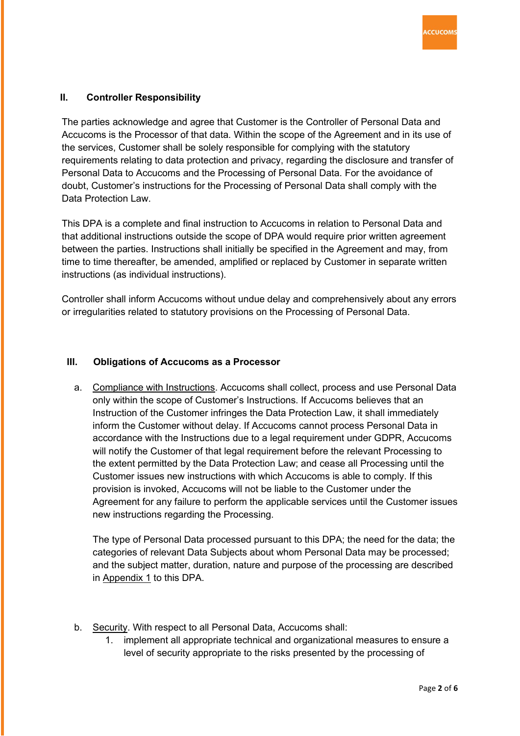## II. Controller Responsibility

The parties acknowledge and agree that Customer is the Controller of Personal Data and Accucoms is the Processor of that data. Within the scope of the Agreement and in its use of the services, Customer shall be solely responsible for complying with the statutory requirements relating to data protection and privacy, regarding the disclosure and transfer of Personal Data to Accucoms and the Processing of Personal Data. For the avoidance of doubt, Customer's instructions for the Processing of Personal Data shall comply with the Data Protection Law.

This DPA is a complete and final instruction to Accucoms in relation to Personal Data and that additional instructions outside the scope of DPA would require prior written agreement between the parties. Instructions shall initially be specified in the Agreement and may, from time to time thereafter, be amended, amplified or replaced by Customer in separate written instructions (as individual instructions).

Controller shall inform Accucoms without undue delay and comprehensively about any errors or irregularities related to statutory provisions on the Processing of Personal Data.

## III. Obligations of Accucoms as a Processor

a. Compliance with Instructions. Accucoms shall collect, process and use Personal Data only within the scope of Customer's Instructions. If Accucoms believes that an Instruction of the Customer infringes the Data Protection Law, it shall immediately inform the Customer without delay. If Accucoms cannot process Personal Data in accordance with the Instructions due to a legal requirement under GDPR, Accucoms will notify the Customer of that legal requirement before the relevant Processing to the extent permitted by the Data Protection Law; and cease all Processing until the Customer issues new instructions with which Accucoms is able to comply. If this provision is invoked, Accucoms will not be liable to the Customer under the Agreement for any failure to perform the applicable services until the Customer issues new instructions regarding the Processing.

   The type of Personal Data processed pursuant to this DPA; the need for the data; the categories of relevant Data Subjects about whom Personal Data may be processed; and the subject matter, duration, nature and purpose of the processing are described in Appendix 1 to this DPA.

b. Security. With respect to all Personal Data, Accucoms shall:
   1. implement all appropriate technical and organizational measures to ensure a level of security appropriate to the risks presented by the processing of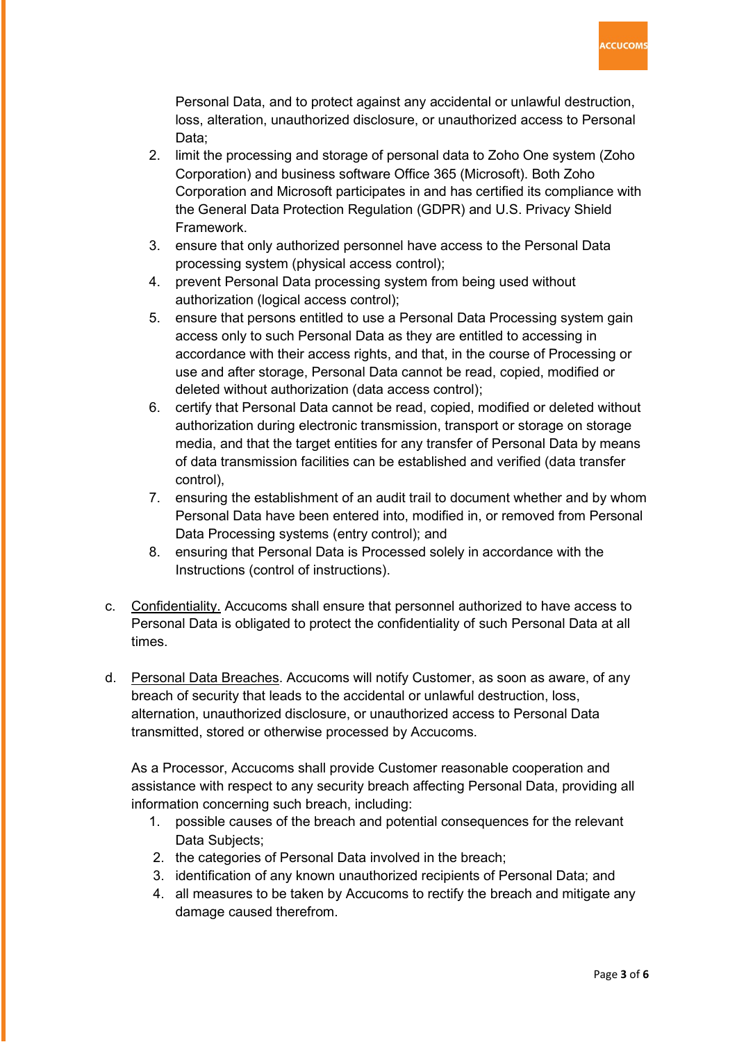Personal Data, and to protect against any accidental or unlawful destruction, loss, alteration, unauthorized disclosure, or unauthorized access to Personal Data;

2. limit the processing and storage of personal data to Zoho One system (Zoho Corporation) and business software Office 365 (Microsoft). Both Zoho Corporation and Microsoft participates in and has certified its compliance with the General Data Protection Regulation (GDPR) and U.S. Privacy Shield Framework.
3. ensure that only authorized personnel have access to the Personal Data processing system (physical access control);
4. prevent Personal Data processing system from being used without authorization (logical access control);
5. ensure that persons entitled to use a Personal Data Processing system gain access only to such Personal Data as they are entitled to accessing in accordance with their access rights, and that, in the course of Processing or use and after storage, Personal Data cannot be read, copied, modified or deleted without authorization (data access control);
6. certify that Personal Data cannot be read, copied, modified or deleted without authorization during electronic transmission, transport or storage on storage media, and that the target entities for any transfer of Personal Data by means of data transmission facilities can be established and verified (data transfer control),
7. ensuring the establishment of an audit trail to document whether and by whom Personal Data have been entered into, modified in, or removed from Personal Data Processing systems (entry control); and
8. ensuring that Personal Data is Processed solely in accordance with the Instructions (control of instructions).

c. <u>Confidentiality.</u> Accucoms shall ensure that personnel authorized to have access to Personal Data is obligated to protect the confidentiality of such Personal Data at all times.

d. <u>Personal Data Breaches</u>. Accucoms will notify Customer, as soon as aware, of any breach of security that leads to the accidental or unlawful destruction, loss, alternation, unauthorized disclosure, or unauthorized access to Personal Data transmitted, stored or otherwise processed by Accucoms.

   As a Processor, Accucoms shall provide Customer reasonable cooperation and assistance with respect to any security breach affecting Personal Data, providing all information concerning such breach, including:

   1. possible causes of the breach and potential consequences for the relevant Data Subjects;
   2. the categories of Personal Data involved in the breach;
   3. identification of any known unauthorized recipients of Personal Data; and
   4. all measures to be taken by Accucoms to rectify the breach and mitigate any damage caused therefrom.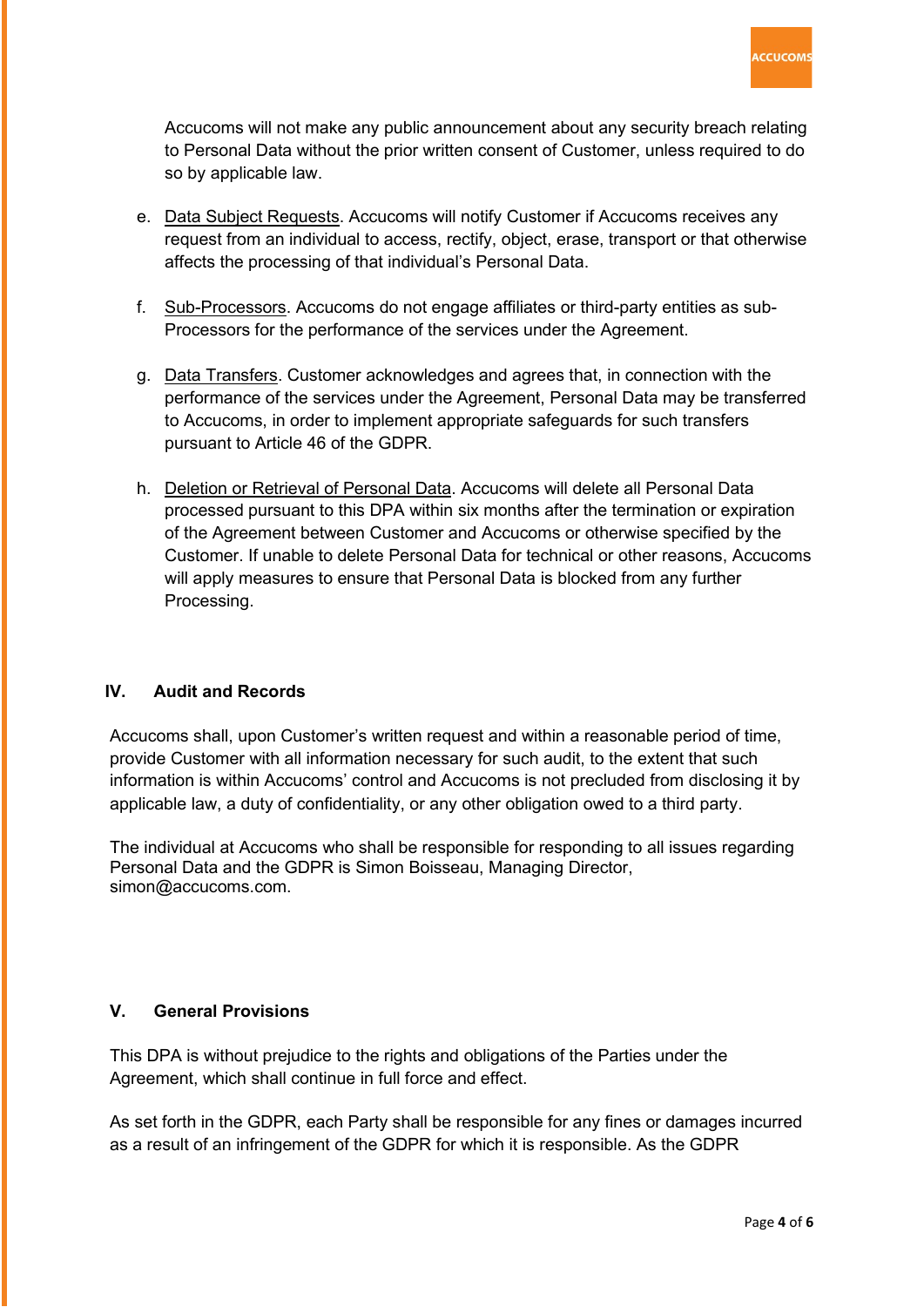Accucoms will not make any public announcement about any security breach relating to Personal Data without the prior written consent of Customer, unless required to do so by applicable law.

e. Data Subject Requests. Accucoms will notify Customer if Accucoms receives any request from an individual to access, rectify, object, erase, transport or that otherwise affects the processing of that individual's Personal Data.

f. Sub-Processors. Accucoms do not engage affiliates or third-party entities as sub-Processors for the performance of the services under the Agreement.

g. Data Transfers. Customer acknowledges and agrees that, in connection with the performance of the services under the Agreement, Personal Data may be transferred to Accucoms, in order to implement appropriate safeguards for such transfers pursuant to Article 46 of the GDPR.

h. Deletion or Retrieval of Personal Data. Accucoms will delete all Personal Data processed pursuant to this DPA within six months after the termination or expiration of the Agreement between Customer and Accucoms or otherwise specified by the Customer. If unable to delete Personal Data for technical or other reasons, Accucoms will apply measures to ensure that Personal Data is blocked from any further Processing.

## IV. Audit and Records

Accucoms shall, upon Customer's written request and within a reasonable period of time, provide Customer with all information necessary for such audit, to the extent that such information is within Accucoms' control and Accucoms is not precluded from disclosing it by applicable law, a duty of confidentiality, or any other obligation owed to a third party.

The individual at Accucoms who shall be responsible for responding to all issues regarding Personal Data and the GDPR is Simon Boisseau, Managing Director, simon@accucoms.com.

## V. General Provisions

This DPA is without prejudice to the rights and obligations of the Parties under the Agreement, which shall continue in full force and effect.

As set forth in the GDPR, each Party shall be responsible for any fines or damages incurred as a result of an infringement of the GDPR for which it is responsible. As the GDPR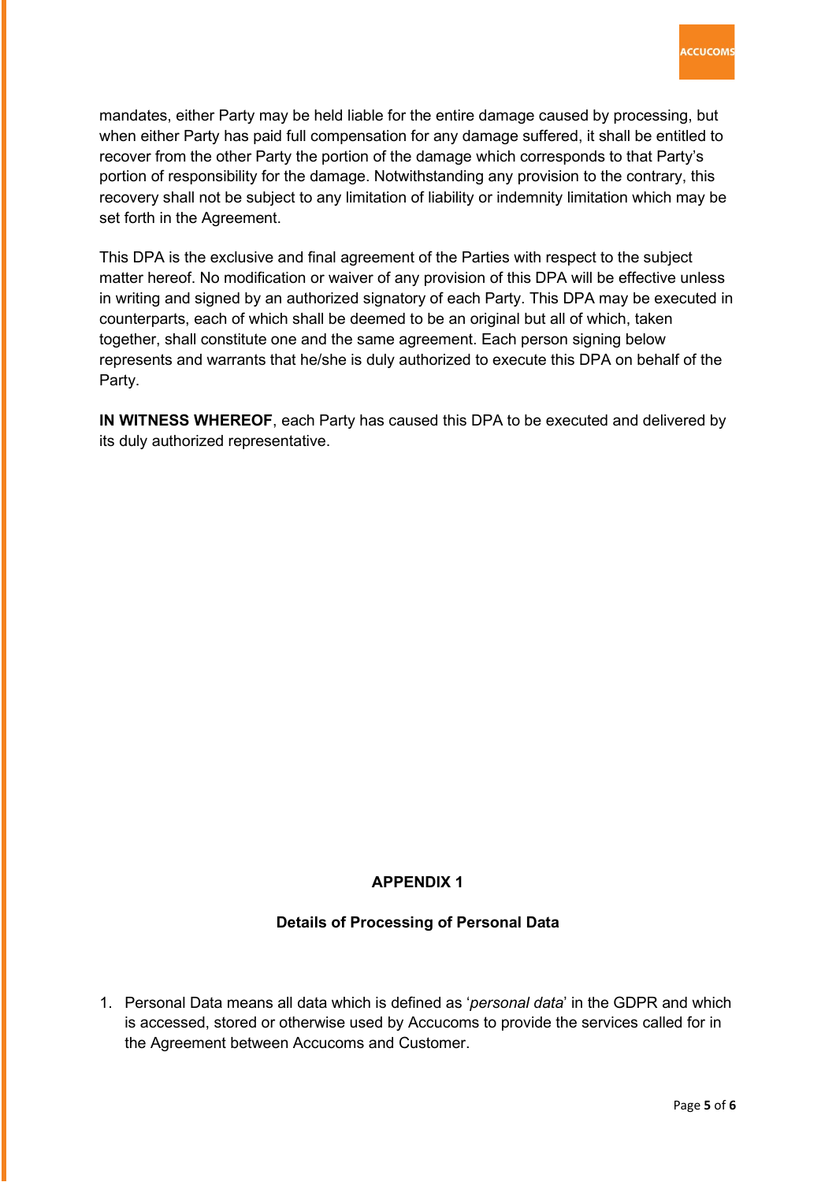mandates, either Party may be held liable for the entire damage caused by processing, but when either Party has paid full compensation for any damage suffered, it shall be entitled to recover from the other Party the portion of the damage which corresponds to that Party's portion of responsibility for the damage. Notwithstanding any provision to the contrary, this recovery shall not be subject to any limitation of liability or indemnity limitation which may be set forth in the Agreement.

This DPA is the exclusive and final agreement of the Parties with respect to the subject matter hereof. No modification or waiver of any provision of this DPA will be effective unless in writing and signed by an authorized signatory of each Party. This DPA may be executed in counterparts, each of which shall be deemed to be an original but all of which, taken together, shall constitute one and the same agreement. Each person signing below represents and warrants that he/she is duly authorized to execute this DPA on behalf of the Party.

**IN WITNESS WHEREOF**, each Party has caused this DPA to be executed and delivered by its duly authorized representative.

## APPENDIX 1

### Details of Processing of Personal Data

1. Personal Data means all data which is defined as '*personal data*' in the GDPR and which is accessed, stored or otherwise used by Accucoms to provide the services called for in the Agreement between Accucoms and Customer.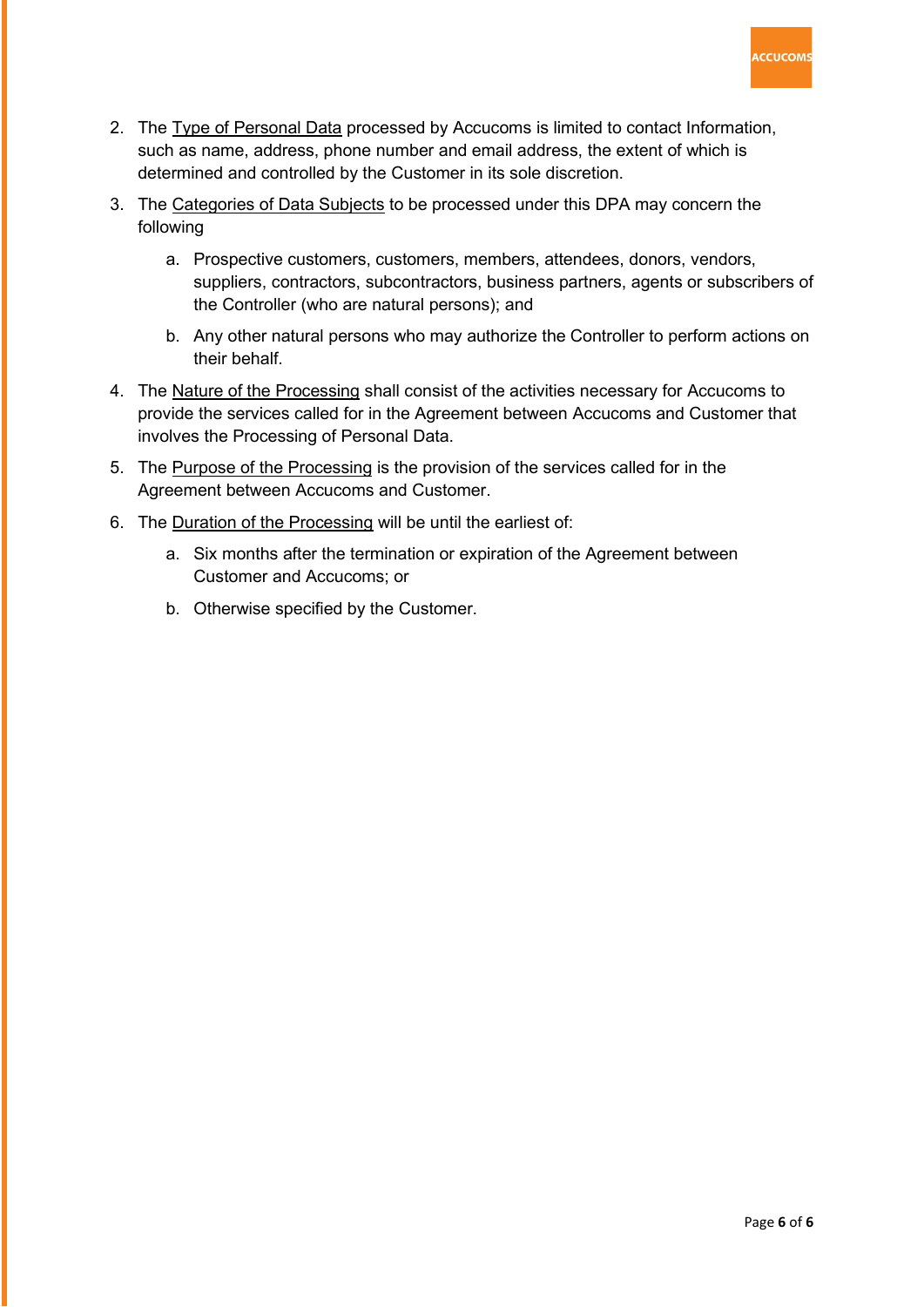2. The Type of Personal Data processed by Accucoms is limited to contact Information, such as name, address, phone number and email address, the extent of which is determined and controlled by the Customer in its sole discretion.
3. The Categories of Data Subjects to be processed under this DPA may concern the following
    a. Prospective customers, customers, members, attendees, donors, vendors, suppliers, contractors, subcontractors, business partners, agents or subscribers of the Controller (who are natural persons); and
    b. Any other natural persons who may authorize the Controller to perform actions on their behalf.
4. The Nature of the Processing shall consist of the activities necessary for Accucoms to provide the services called for in the Agreement between Accucoms and Customer that involves the Processing of Personal Data.
5. The Purpose of the Processing is the provision of the services called for in the Agreement between Accucoms and Customer.
6. The Duration of the Processing will be until the earliest of:
    a. Six months after the termination or expiration of the Agreement between Customer and Accucoms; or
    b. Otherwise specified by the Customer.